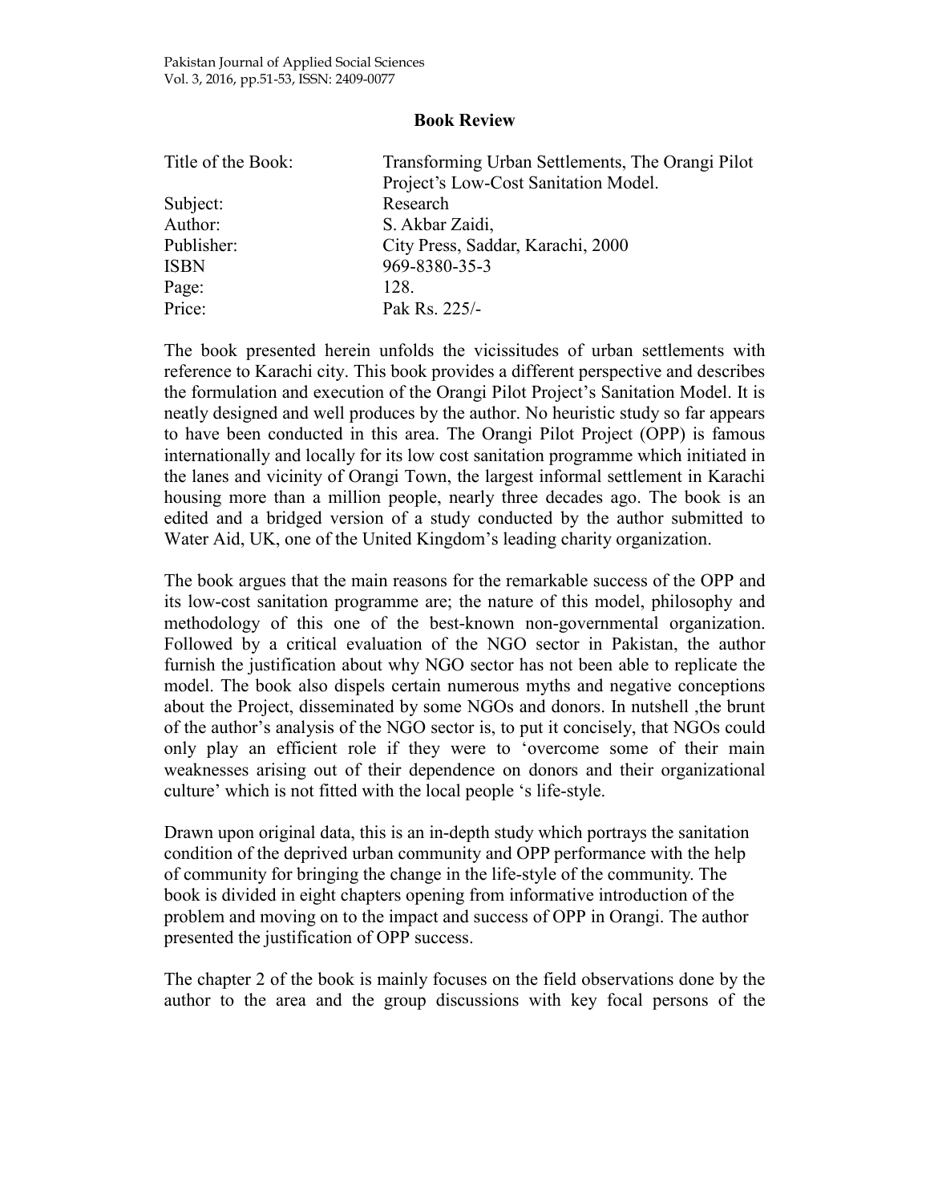## Book Review

| | |
|---|---|
| Title of the Book: | Transforming Urban Settlements, The Orangi Pilot Project's Low-Cost Sanitation Model. |
| Subject: | Research |
| Author: | S. Akbar Zaidi, |
| Publisher: | City Press, Saddar, Karachi, 2000 |
| ISBN | 969-8380-35-3 |
| Page: | 128. |
| Price: | Pak Rs. 225/- |

The book presented herein unfolds the vicissitudes of urban settlements with reference to Karachi city. This book provides a different perspective and describes the formulation and execution of the Orangi Pilot Project's Sanitation Model. It is neatly designed and well produces by the author. No heuristic study so far appears to have been conducted in this area. The Orangi Pilot Project (OPP) is famous internationally and locally for its low cost sanitation programme which initiated in the lanes and vicinity of Orangi Town, the largest informal settlement in Karachi housing more than a million people, nearly three decades ago. The book is an edited and a bridged version of a study conducted by the author submitted to Water Aid, UK, one of the United Kingdom's leading charity organization.

The book argues that the main reasons for the remarkable success of the OPP and its low-cost sanitation programme are; the nature of this model, philosophy and methodology of this one of the best-known non-governmental organization. Followed by a critical evaluation of the NGO sector in Pakistan, the author furnish the justification about why NGO sector has not been able to replicate the model. The book also dispels certain numerous myths and negative conceptions about the Project, disseminated by some NGOs and donors. In nutshell ,the brunt of the author's analysis of the NGO sector is, to put it concisely, that NGOs could only play an efficient role if they were to 'overcome some of their main weaknesses arising out of their dependence on donors and their organizational culture' which is not fitted with the local people 's life-style.

Drawn upon original data, this is an in-depth study which portrays the sanitation condition of the deprived urban community and OPP performance with the help of community for bringing the change in the life-style of the community. The book is divided in eight chapters opening from informative introduction of the problem and moving on to the impact and success of OPP in Orangi. The author presented the justification of OPP success.

The chapter 2 of the book is mainly focuses on the field observations done by the author to the area and the group discussions with key focal persons of the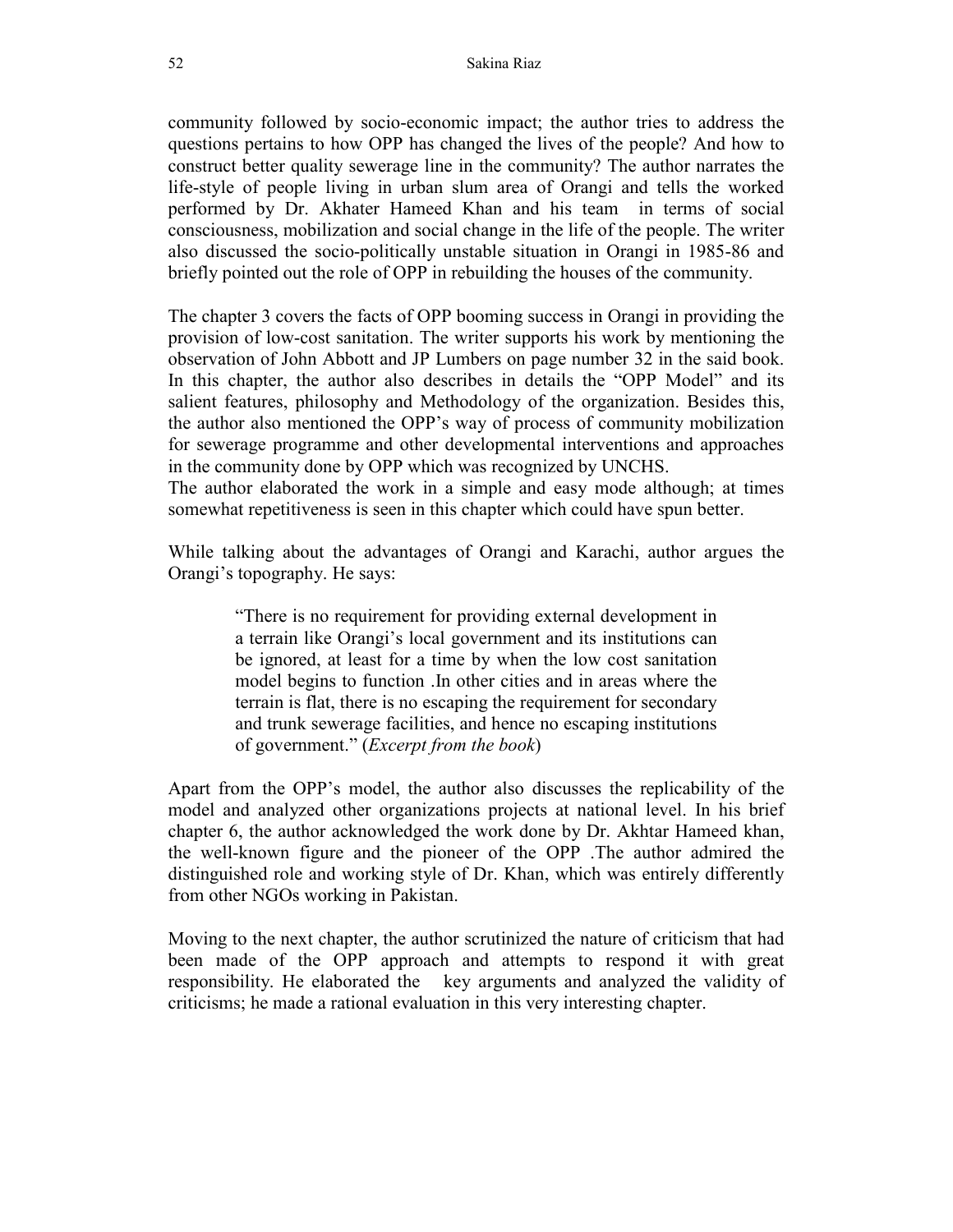community followed by socio-economic impact; the author tries to address the questions pertains to how OPP has changed the lives of the people? And how to construct better quality sewerage line in the community? The author narrates the life-style of people living in urban slum area of Orangi and tells the worked performed by Dr. Akhater Hameed Khan and his team in terms of social consciousness, mobilization and social change in the life of the people. The writer also discussed the socio-politically unstable situation in Orangi in 1985-86 and briefly pointed out the role of OPP in rebuilding the houses of the community.

The chapter 3 covers the facts of OPP booming success in Orangi in providing the provision of low-cost sanitation. The writer supports his work by mentioning the observation of John Abbott and JP Lumbers on page number 32 in the said book. In this chapter, the author also describes in details the "OPP Model" and its salient features, philosophy and Methodology of the organization. Besides this, the author also mentioned the OPP's way of process of community mobilization for sewerage programme and other developmental interventions and approaches in the community done by OPP which was recognized by UNCHS.

The author elaborated the work in a simple and easy mode although; at times somewhat repetitiveness is seen in this chapter which could have spun better.

While talking about the advantages of Orangi and Karachi, author argues the Orangi's topography. He says:

> "There is no requirement for providing external development in a terrain like Orangi's local government and its institutions can be ignored, at least for a time by when the low cost sanitation model begins to function .In other cities and in areas where the terrain is flat, there is no escaping the requirement for secondary and trunk sewerage facilities, and hence no escaping institutions of government." (*Excerpt from the book*)

Apart from the OPP's model, the author also discusses the replicability of the model and analyzed other organizations projects at national level. In his brief chapter 6, the author acknowledged the work done by Dr. Akhtar Hameed khan, the well-known figure and the pioneer of the OPP .The author admired the distinguished role and working style of Dr. Khan, which was entirely differently from other NGOs working in Pakistan.

Moving to the next chapter, the author scrutinized the nature of criticism that had been made of the OPP approach and attempts to respond it with great responsibility. He elaborated the key arguments and analyzed the validity of criticisms; he made a rational evaluation in this very interesting chapter.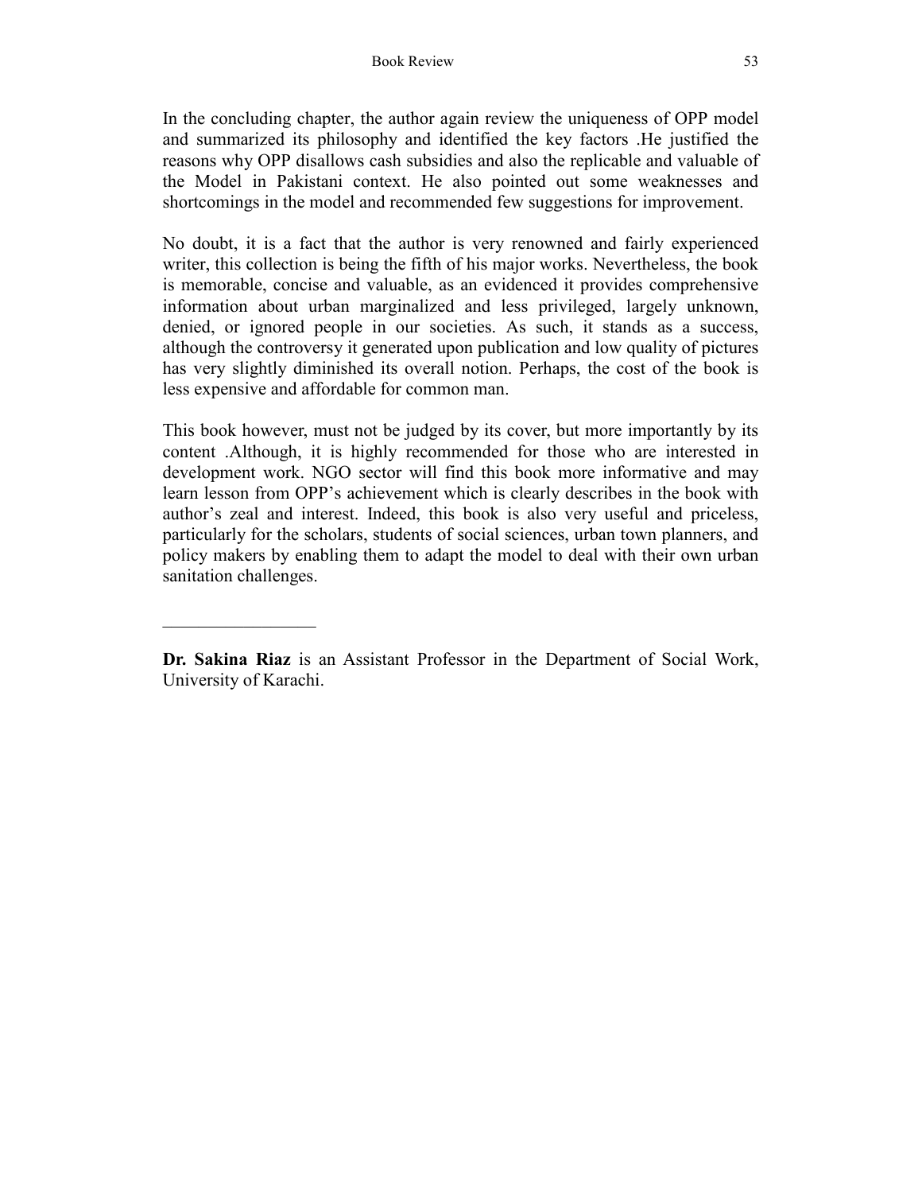In the concluding chapter, the author again review the uniqueness of OPP model and summarized its philosophy and identified the key factors .He justified the reasons why OPP disallows cash subsidies and also the replicable and valuable of the Model in Pakistani context. He also pointed out some weaknesses and shortcomings in the model and recommended few suggestions for improvement.

No doubt, it is a fact that the author is very renowned and fairly experienced writer, this collection is being the fifth of his major works. Nevertheless, the book is memorable, concise and valuable, as an evidenced it provides comprehensive information about urban marginalized and less privileged, largely unknown, denied, or ignored people in our societies. As such, it stands as a success, although the controversy it generated upon publication and low quality of pictures has very slightly diminished its overall notion. Perhaps, the cost of the book is less expensive and affordable for common man.

This book however, must not be judged by its cover, but more importantly by its content .Although, it is highly recommended for those who are interested in development work. NGO sector will find this book more informative and may learn lesson from OPP's achievement which is clearly describes in the book with author's zeal and interest. Indeed, this book is also very useful and priceless, particularly for the scholars, students of social sciences, urban town planners, and policy makers by enabling them to adapt the model to deal with their own urban sanitation challenges.

---

**Dr. Sakina Riaz** is an Assistant Professor in the Department of Social Work, University of Karachi.